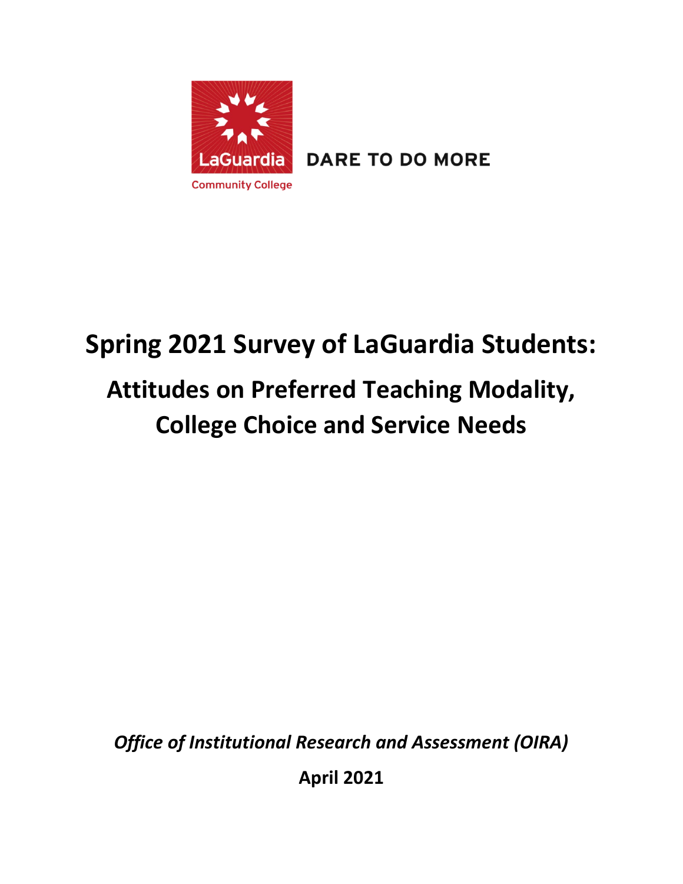LaGuardia Community College

DARE TO DO MORE

# Spring 2021 Survey of LaGuardia Students:

## Attitudes on Preferred Teaching Modality, College Choice and Service Needs

*Office of Institutional Research and Assessment (OIRA)*

**April 2021**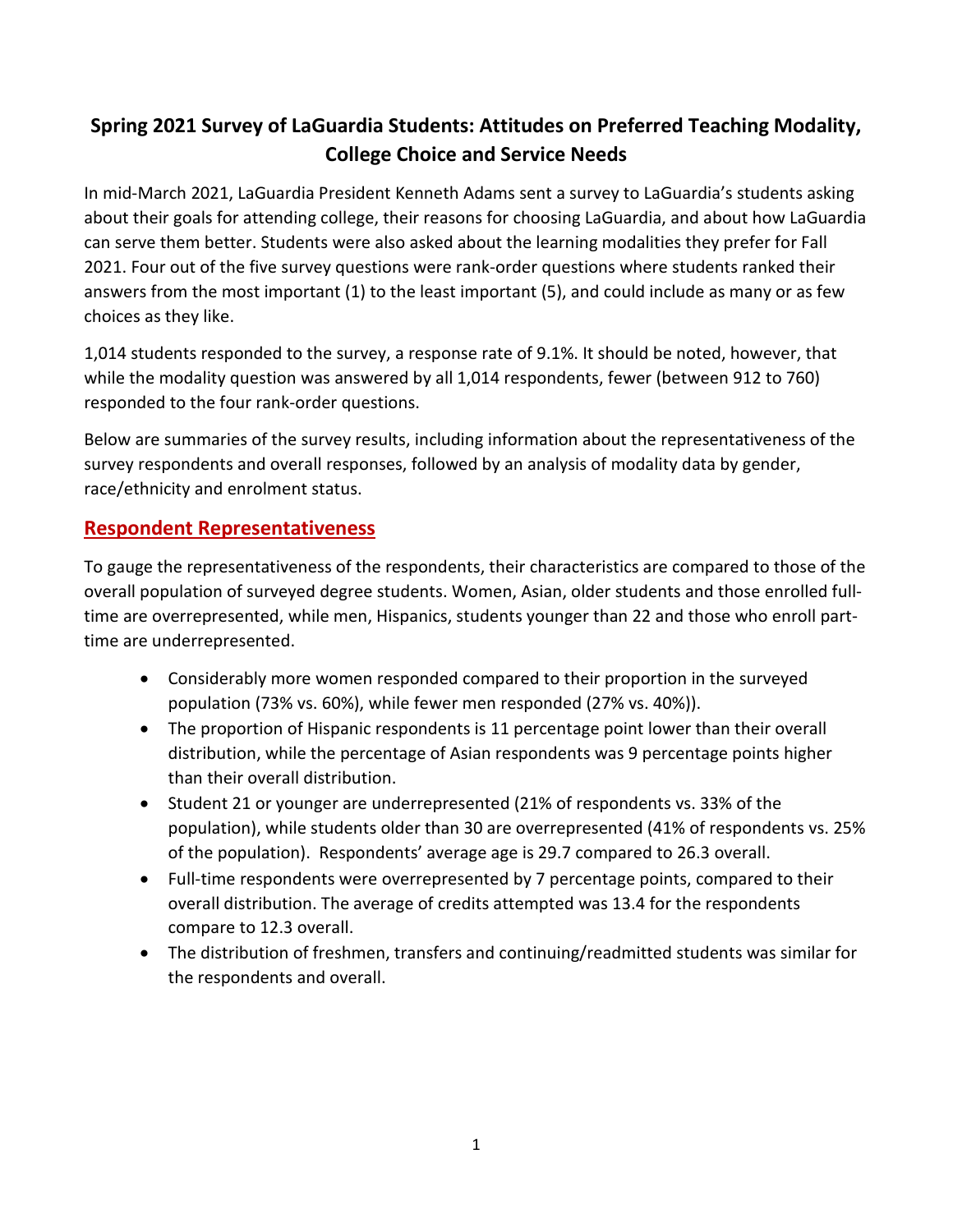## Spring 2021 Survey of LaGuardia Students: Attitudes on Preferred Teaching Modality, College Choice and Service Needs

In mid-March 2021, LaGuardia President Kenneth Adams sent a survey to LaGuardia's students asking about their goals for attending college, their reasons for choosing LaGuardia, and about how LaGuardia can serve them better. Students were also asked about the learning modalities they prefer for Fall 2021. Four out of the five survey questions were rank-order questions where students ranked their answers from the most important (1) to the least important (5), and could include as many or as few choices as they like.

1,014 students responded to the survey, a response rate of 9.1%. It should be noted, however, that while the modality question was answered by all 1,014 respondents, fewer (between 912 to 760) responded to the four rank-order questions.

Below are summaries of the survey results, including information about the representativeness of the survey respondents and overall responses, followed by an analysis of modality data by gender, race/ethnicity and enrolment status.

### Respondent Representativeness

To gauge the representativeness of the respondents, their characteristics are compared to those of the overall population of surveyed degree students. Women, Asian, older students and those enrolled full-time are overrepresented, while men, Hispanics, students younger than 22 and those who enroll part-time are underrepresented.

- Considerably more women responded compared to their proportion in the surveyed population (73% vs. 60%), while fewer men responded (27% vs. 40%)).
- The proportion of Hispanic respondents is 11 percentage point lower than their overall distribution, while the percentage of Asian respondents was 9 percentage points higher than their overall distribution.
- Student 21 or younger are underrepresented (21% of respondents vs. 33% of the population), while students older than 30 are overrepresented (41% of respondents vs. 25% of the population). Respondents' average age is 29.7 compared to 26.3 overall.
- Full-time respondents were overrepresented by 7 percentage points, compared to their overall distribution. The average of credits attempted was 13.4 for the respondents compare to 12.3 overall.
- The distribution of freshmen, transfers and continuing/readmitted students was similar for the respondents and overall.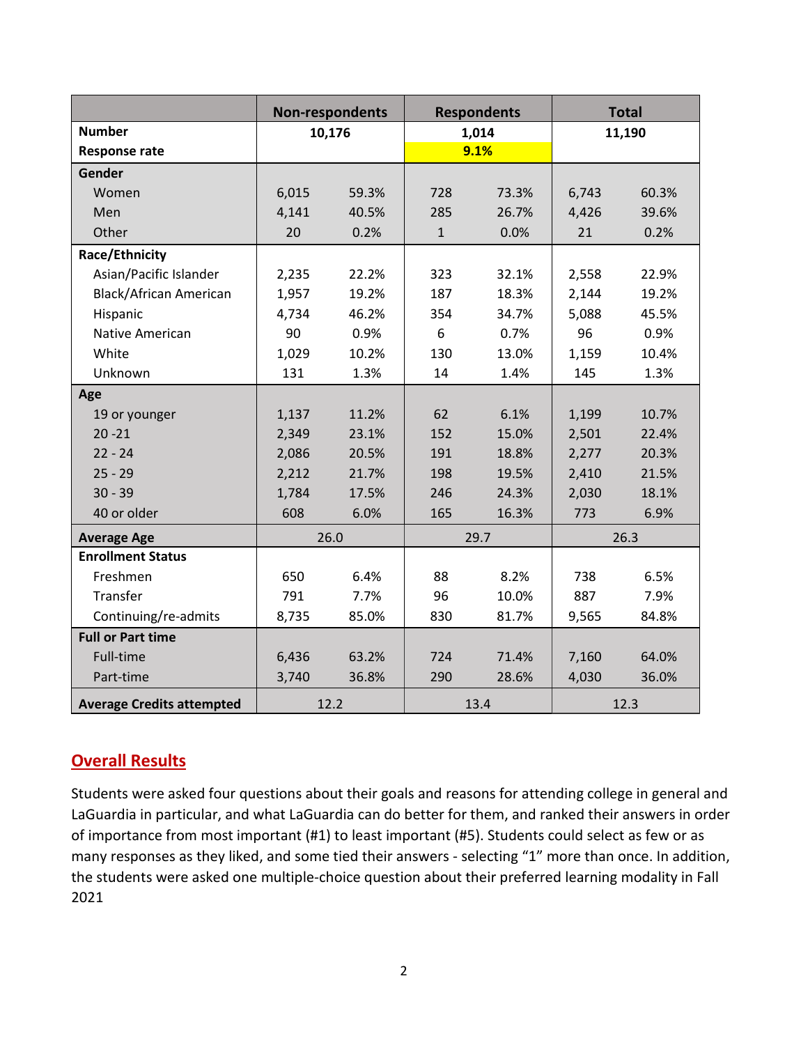| | Non-respondents | | Respondents | | Total | |
|---|---|---|---|---|---|---|
| **Number** | **10,176** | | **1,014** | | **11,190** | |
| **Response rate** | | | **9.1%** | | | |
| **Gender** | | | | | | |
| Women | 6,015 | 59.3% | 728 | 73.3% | 6,743 | 60.3% |
| Men | 4,141 | 40.5% | 285 | 26.7% | 4,426 | 39.6% |
| Other | 20 | 0.2% | 1 | 0.0% | 21 | 0.2% |
| **Race/Ethnicity** | | | | | | |
| Asian/Pacific Islander | 2,235 | 22.2% | 323 | 32.1% | 2,558 | 22.9% |
| Black/African American | 1,957 | 19.2% | 187 | 18.3% | 2,144 | 19.2% |
| Hispanic | 4,734 | 46.2% | 354 | 34.7% | 5,088 | 45.5% |
| Native American | 90 | 0.9% | 6 | 0.7% | 96 | 0.9% |
| White | 1,029 | 10.2% | 130 | 13.0% | 1,159 | 10.4% |
| Unknown | 131 | 1.3% | 14 | 1.4% | 145 | 1.3% |
| **Age** | | | | | | |
| 19 or younger | 1,137 | 11.2% | 62 | 6.1% | 1,199 | 10.7% |
| 20 -21 | 2,349 | 23.1% | 152 | 15.0% | 2,501 | 22.4% |
| 22 - 24 | 2,086 | 20.5% | 191 | 18.8% | 2,277 | 20.3% |
| 25 - 29 | 2,212 | 21.7% | 198 | 19.5% | 2,410 | 21.5% |
| 30 - 39 | 1,784 | 17.5% | 246 | 24.3% | 2,030 | 18.1% |
| 40 or older | 608 | 6.0% | 165 | 16.3% | 773 | 6.9% |
| **Average Age** | 26.0 | | 29.7 | | 26.3 | |
| **Enrollment Status** | | | | | | |
| Freshmen | 650 | 6.4% | 88 | 8.2% | 738 | 6.5% |
| Transfer | 791 | 7.7% | 96 | 10.0% | 887 | 7.9% |
| Continuing/re-admits | 8,735 | 85.0% | 830 | 81.7% | 9,565 | 84.8% |
| **Full or Part time** | | | | | | |
| Full-time | 6,436 | 63.2% | 724 | 71.4% | 7,160 | 64.0% |
| Part-time | 3,740 | 36.8% | 290 | 28.6% | 4,030 | 36.0% |
| **Average Credits attempted** | 12.2 | | 13.4 | | 12.3 | |

## Overall Results

Students were asked four questions about their goals and reasons for attending college in general and LaGuardia in particular, and what LaGuardia can do better for them, and ranked their answers in order of importance from most important (#1) to least important (#5). Students could select as few or as many responses as they liked, and some tied their answers - selecting "1" more than once. In addition, the students were asked one multiple-choice question about their preferred learning modality in Fall 2021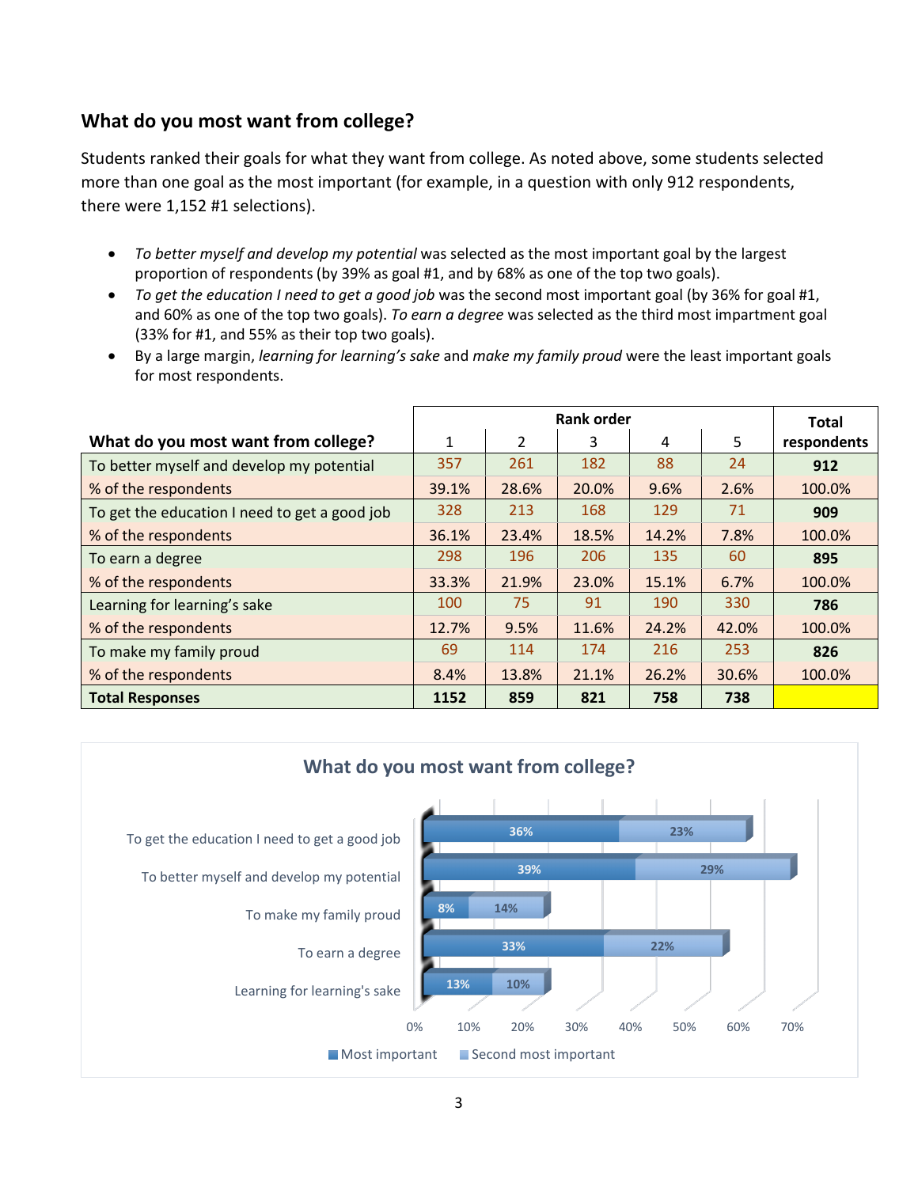## What do you most want from college?

Students ranked their goals for what they want from college. As noted above, some students selected more than one goal as the most important (for example, in a question with only 912 respondents, there were 1,152 #1 selections).

- *To better myself and develop my potential* was selected as the most important goal by the largest proportion of respondents (by 39% as goal #1, and by 68% as one of the top two goals).
- *To get the education I need to get a good job* was the second most important goal (by 36% for goal #1, and 60% as one of the top two goals). *To earn a degree* was selected as the third most impartment goal (33% for #1, and 55% as their top two goals).
- By a large margin, *learning for learning's sake* and *make my family proud* were the least important goals for most respondents.

| What do you most want from college? | Rank order | | | | | Total respondents |
|---|---|---|---|---|---|---|
| | 1 | 2 | 3 | 4 | 5 | |
| To better myself and develop my potential | 357 | 261 | 182 | 88 | 24 | **912** |
| % of the respondents | 39.1% | 28.6% | 20.0% | 9.6% | 2.6% | 100.0% |
| To get the education I need to get a good job | 328 | 213 | 168 | 129 | 71 | **909** |
| % of the respondents | 36.1% | 23.4% | 18.5% | 14.2% | 7.8% | 100.0% |
| To earn a degree | 298 | 196 | 206 | 135 | 60 | **895** |
| % of the respondents | 33.3% | 21.9% | 23.0% | 15.1% | 6.7% | 100.0% |
| Learning for learning's sake | 100 | 75 | 91 | 190 | 330 | **786** |
| % of the respondents | 12.7% | 9.5% | 11.6% | 24.2% | 42.0% | 100.0% |
| To make my family proud | 69 | 114 | 174 | 216 | 253 | **826** |
| % of the respondents | 8.4% | 13.8% | 21.1% | 26.2% | 30.6% | 100.0% |
| **Total Responses** | **1152** | **859** | **821** | **758** | **738** | |

**What do you most want from college?**

| | Most important | Second most important |
|---|---|---|
| To get the education I need to get a good job | 36% | 23% |
| To better myself and develop my potential | 39% | 29% |
| To make my family proud | 8% | 14% |
| To earn a degree | 33% | 22% |
| Learning for learning's sake | 13% | 10% |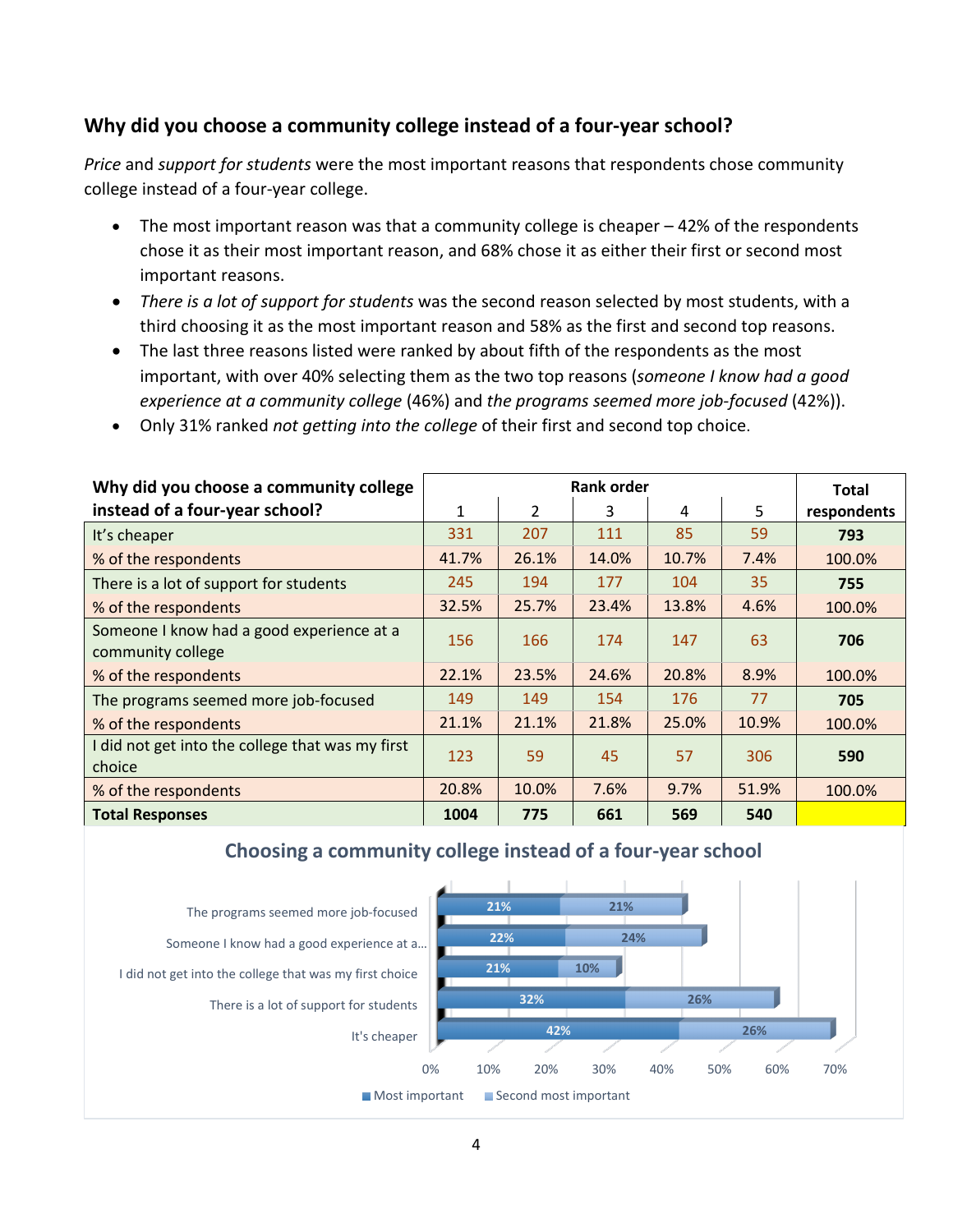## Why did you choose a community college instead of a four-year school?

*Price* and *support for students* were the most important reasons that respondents chose community college instead of a four-year college.

- The most important reason was that a community college is cheaper – 42% of the respondents chose it as their most important reason, and 68% chose it as either their first or second most important reasons.
- *There is a lot of support for students* was the second reason selected by most students, with a third choosing it as the most important reason and 58% as the first and second top reasons.
- The last three reasons listed were ranked by about fifth of the respondents as the most important, with over 40% selecting them as the two top reasons (*someone I know had a good experience at a community college* (46%) and *the programs seemed more job-focused* (42%)).
- Only 31% ranked *not getting into the college* of their first and second top choice.

| Why did you choose a community college instead of a four-year school? | Rank order | | | | | Total respondents |
|---|---|---|---|---|---|---|
| | 1 | 2 | 3 | 4 | 5 | |
| It's cheaper | 331 | 207 | 111 | 85 | 59 | **793** |
| % of the respondents | 41.7% | 26.1% | 14.0% | 10.7% | 7.4% | 100.0% |
| There is a lot of support for students | 245 | 194 | 177 | 104 | 35 | **755** |
| % of the respondents | 32.5% | 25.7% | 23.4% | 13.8% | 4.6% | 100.0% |
| Someone I know had a good experience at a community college | 156 | 166 | 174 | 147 | 63 | **706** |
| % of the respondents | 22.1% | 23.5% | 24.6% | 20.8% | 8.9% | 100.0% |
| The programs seemed more job-focused | 149 | 149 | 154 | 176 | 77 | **705** |
| % of the respondents | 21.1% | 21.1% | 21.8% | 25.0% | 10.9% | 100.0% |
| I did not get into the college that was my first choice | 123 | 59 | 45 | 57 | 306 | **590** |
| % of the respondents | 20.8% | 10.0% | 7.6% | 9.7% | 51.9% | 100.0% |
| **Total Responses** | **1004** | **775** | **661** | **569** | **540** | |

**Choosing a community college instead of a four-year school**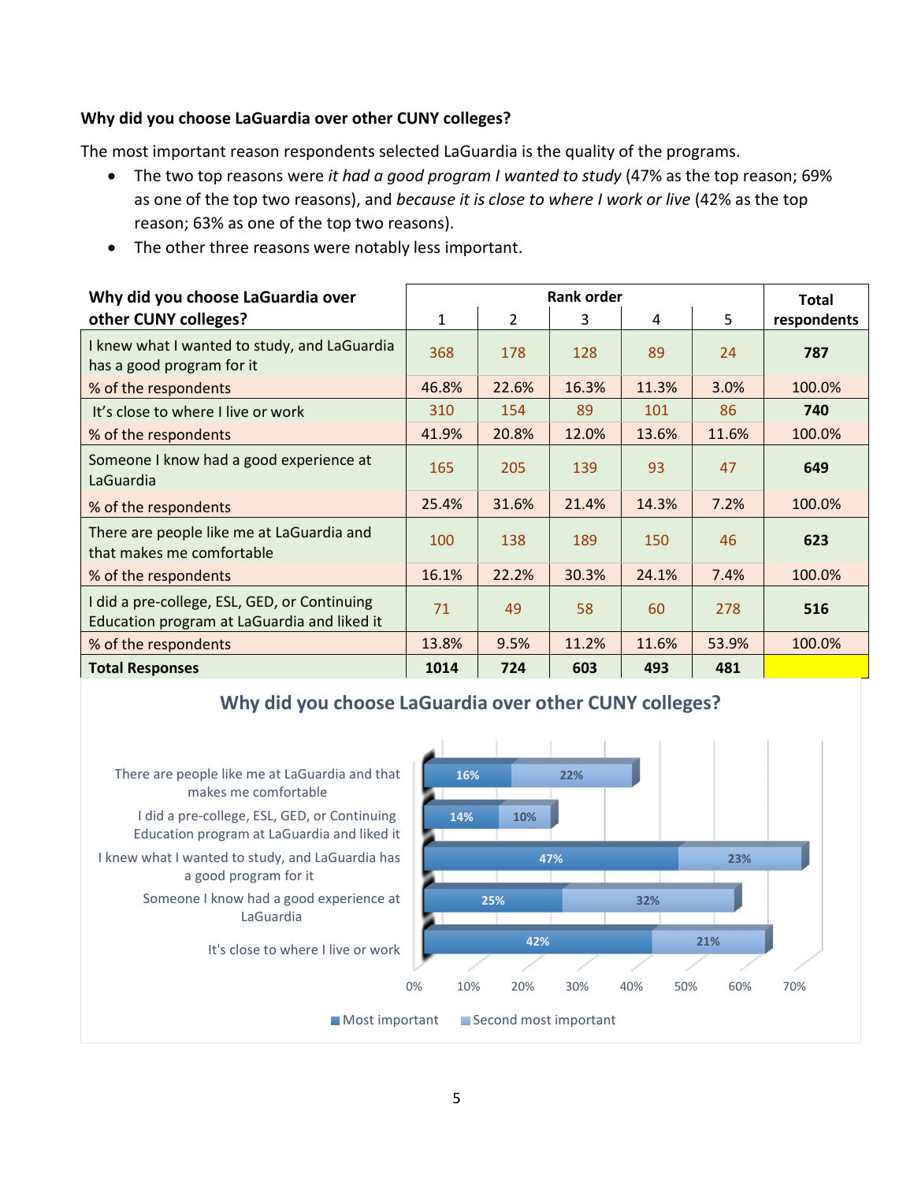**Why did you choose LaGuardia over other CUNY colleges?**

The most important reason respondents selected LaGuardia is the quality of the programs.

- The two top reasons were *it had a good program I wanted to study* (47% as the top reason; 69% as one of the top two reasons), and *because it is close to where I work or live* (42% as the top reason; 63% as one of the top two reasons).
- The other three reasons were notably less important.

| Why did you choose LaGuardia over other CUNY colleges? | Rank order 1 | 2 | 3 | 4 | 5 | Total respondents |
|---|---|---|---|---|---|---|
| I knew what I wanted to study, and LaGuardia has a good program for it | 368 | 178 | 128 | 89 | 24 | **787** |
| % of the respondents | 46.8% | 22.6% | 16.3% | 11.3% | 3.0% | 100.0% |
| It's close to where I live or work | 310 | 154 | 89 | 101 | 86 | **740** |
| % of the respondents | 41.9% | 20.8% | 12.0% | 13.6% | 11.6% | 100.0% |
| Someone I know had a good experience at LaGuardia | 165 | 205 | 139 | 93 | 47 | **649** |
| % of the respondents | 25.4% | 31.6% | 21.4% | 14.3% | 7.2% | 100.0% |
| There are people like me at LaGuardia and that makes me comfortable | 100 | 138 | 189 | 150 | 46 | **623** |
| % of the respondents | 16.1% | 22.2% | 30.3% | 24.1% | 7.4% | 100.0% |
| I did a pre-college, ESL, GED, or Continuing Education program at LaGuardia and liked it | 71 | 49 | 58 | 60 | 278 | **516** |
| % of the respondents | 13.8% | 9.5% | 11.2% | 11.6% | 53.9% | 100.0% |
| **Total Responses** | **1014** | **724** | **603** | **493** | **481** | |

**Why did you choose LaGuardia over other CUNY colleges?**

| Reason | Most important | Second most important |
|---|---|---|
| There are people like me at LaGuardia and that makes me comfortable | 16% | 22% |
| I did a pre-college, ESL, GED, or Continuing Education program at LaGuardia and liked it | 14% | 10% |
| I knew what I wanted to study, and LaGuardia has a good program for it | 47% | 23% |
| Someone I know had a good experience at LaGuardia | 25% | 32% |
| It's close to where I live or work | 42% | 21% |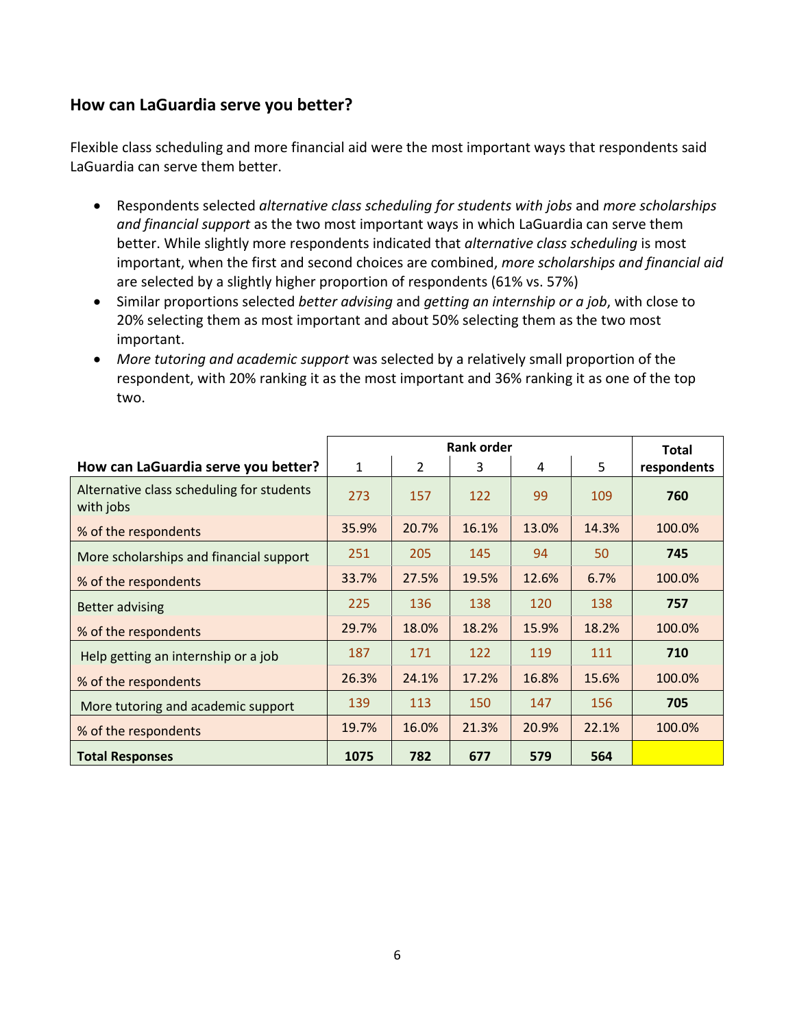## How can LaGuardia serve you better?

Flexible class scheduling and more financial aid were the most important ways that respondents said LaGuardia can serve them better.

- Respondents selected *alternative class scheduling for students with jobs* and *more scholarships and financial support* as the two most important ways in which LaGuardia can serve them better. While slightly more respondents indicated that *alternative class scheduling* is most important, when the first and second choices are combined, *more scholarships and financial aid* are selected by a slightly higher proportion of respondents (61% vs. 57%)
- Similar proportions selected *better advising* and *getting an internship or a job*, with close to 20% selecting them as most important and about 50% selecting them as the two most important.
- *More tutoring and academic support* was selected by a relatively small proportion of the respondent, with 20% ranking it as the most important and 36% ranking it as one of the top two.

| How can LaGuardia serve you better? | Rank order | | | | | Total respondents |
|---|---|---|---|---|---|---|
| | 1 | 2 | 3 | 4 | 5 | |
| Alternative class scheduling for students with jobs | 273 | 157 | 122 | 99 | 109 | **760** |
| % of the respondents | 35.9% | 20.7% | 16.1% | 13.0% | 14.3% | 100.0% |
| More scholarships and financial support | 251 | 205 | 145 | 94 | 50 | **745** |
| % of the respondents | 33.7% | 27.5% | 19.5% | 12.6% | 6.7% | 100.0% |
| Better advising | 225 | 136 | 138 | 120 | 138 | **757** |
| % of the respondents | 29.7% | 18.0% | 18.2% | 15.9% | 18.2% | 100.0% |
| Help getting an internship or a job | 187 | 171 | 122 | 119 | 111 | **710** |
| % of the respondents | 26.3% | 24.1% | 17.2% | 16.8% | 15.6% | 100.0% |
| More tutoring and academic support | 139 | 113 | 150 | 147 | 156 | **705** |
| % of the respondents | 19.7% | 16.0% | 21.3% | 20.9% | 22.1% | 100.0% |
| **Total Responses** | **1075** | **782** | **677** | **579** | **564** | |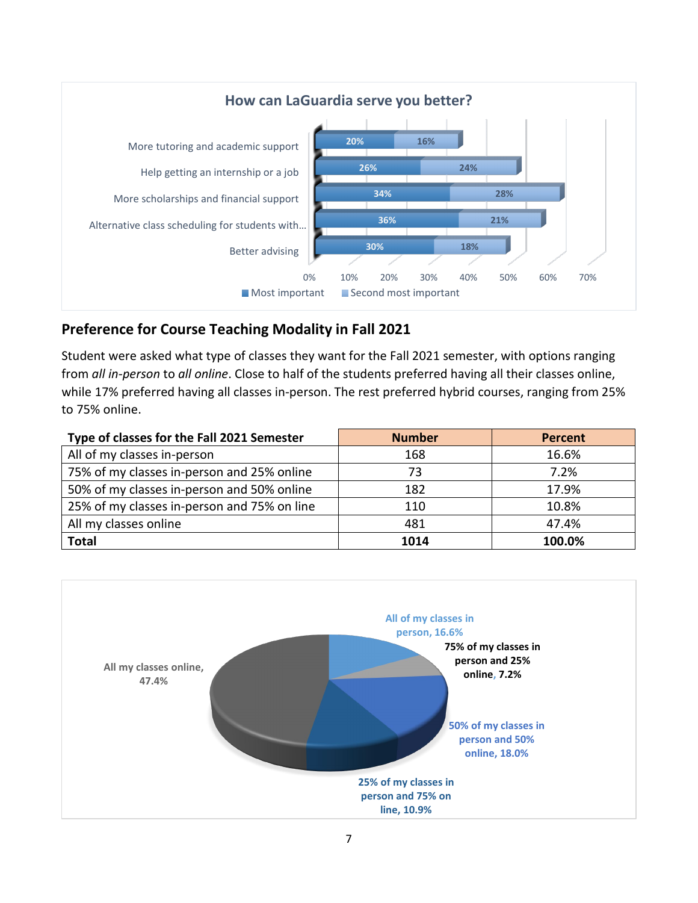**How can LaGuardia serve you better?**

| | Most important | Second most important |
|---|---|---|
| More tutoring and academic support | 20% | 16% |
| Help getting an internship or a job | 26% | 24% |
| More scholarships and financial support | 34% | 28% |
| Alternative class scheduling for students with... | 36% | 21% |
| Better advising | 30% | 18% |

## Preference for Course Teaching Modality in Fall 2021

Student were asked what type of classes they want for the Fall 2021 semester, with options ranging from *all in-person* to *all online*. Close to half of the students preferred having all their classes online, while 17% preferred having all classes in-person. The rest preferred hybrid courses, ranging from 25% to 75% online.

| Type of classes for the Fall 2021 Semester | Number | Percent |
|---|---|---|
| All of my classes in-person | 168 | 16.6% |
| 75% of my classes in-person and 25% online | 73 | 7.2% |
| 50% of my classes in-person and 50% online | 182 | 17.9% |
| 25% of my classes in-person and 75% on line | 110 | 10.8% |
| All my classes online | 481 | 47.4% |
| **Total** | **1014** | **100.0%** |

All of my classes in person, 16.6%

75% of my classes in person and 25% online, 7.2%

50% of my classes in person and 50% online, 18.0%

25% of my classes in person and 75% on line, 10.9%

All my classes online, 47.4%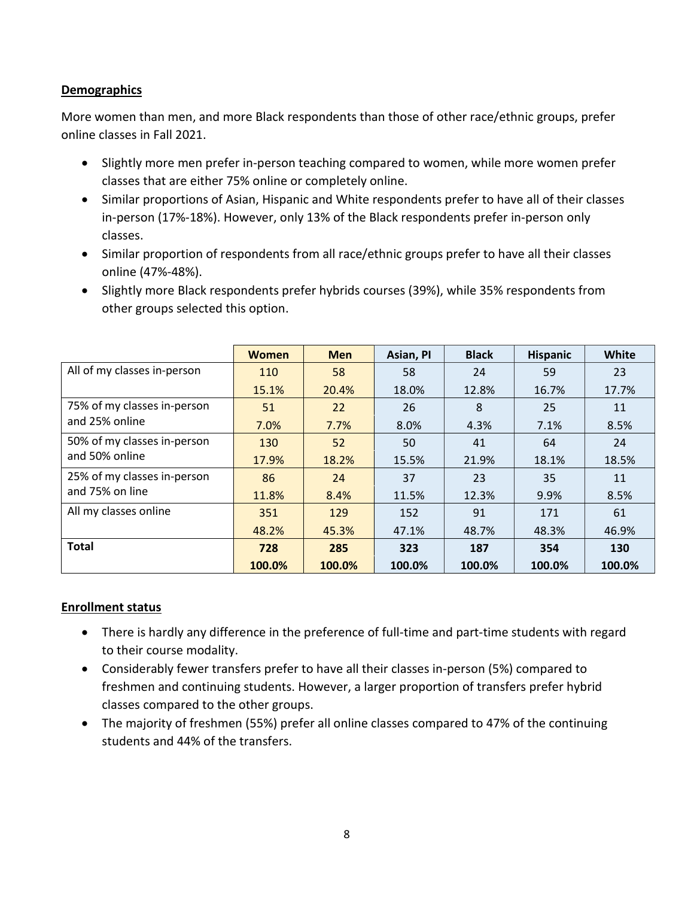## Demographics

More women than men, and more Black respondents than those of other race/ethnic groups, prefer online classes in Fall 2021.

- Slightly more men prefer in-person teaching compared to women, while more women prefer classes that are either 75% online or completely online.
- Similar proportions of Asian, Hispanic and White respondents prefer to have all of their classes in-person (17%-18%). However, only 13% of the Black respondents prefer in-person only classes.
- Similar proportion of respondents from all race/ethnic groups prefer to have all their classes online (47%-48%).
- Slightly more Black respondents prefer hybrids courses (39%), while 35% respondents from other groups selected this option.

| | Women | Men | Asian, PI | Black | Hispanic | White |
|---|---|---|---|---|---|---|
| All of my classes in-person | 110 | 58 | 58 | 24 | 59 | 23 |
| | 15.1% | 20.4% | 18.0% | 12.8% | 16.7% | 17.7% |
| 75% of my classes in-person and 25% online | 51 | 22 | 26 | 8 | 25 | 11 |
| | 7.0% | 7.7% | 8.0% | 4.3% | 7.1% | 8.5% |
| 50% of my classes in-person and 50% online | 130 | 52 | 50 | 41 | 64 | 24 |
| | 17.9% | 18.2% | 15.5% | 21.9% | 18.1% | 18.5% |
| 25% of my classes in-person and 75% on line | 86 | 24 | 37 | 23 | 35 | 11 |
| | 11.8% | 8.4% | 11.5% | 12.3% | 9.9% | 8.5% |
| All my classes online | 351 | 129 | 152 | 91 | 171 | 61 |
| | 48.2% | 45.3% | 47.1% | 48.7% | 48.3% | 46.9% |
| **Total** | **728** | **285** | **323** | **187** | **354** | **130** |
| | **100.0%** | **100.0%** | **100.0%** | **100.0%** | **100.0%** | **100.0%** |

## Enrollment status

- There is hardly any difference in the preference of full-time and part-time students with regard to their course modality.
- Considerably fewer transfers prefer to have all their classes in-person (5%) compared to freshmen and continuing students. However, a larger proportion of transfers prefer hybrid classes compared to the other groups.
- The majority of freshmen (55%) prefer all online classes compared to 47% of the continuing students and 44% of the transfers.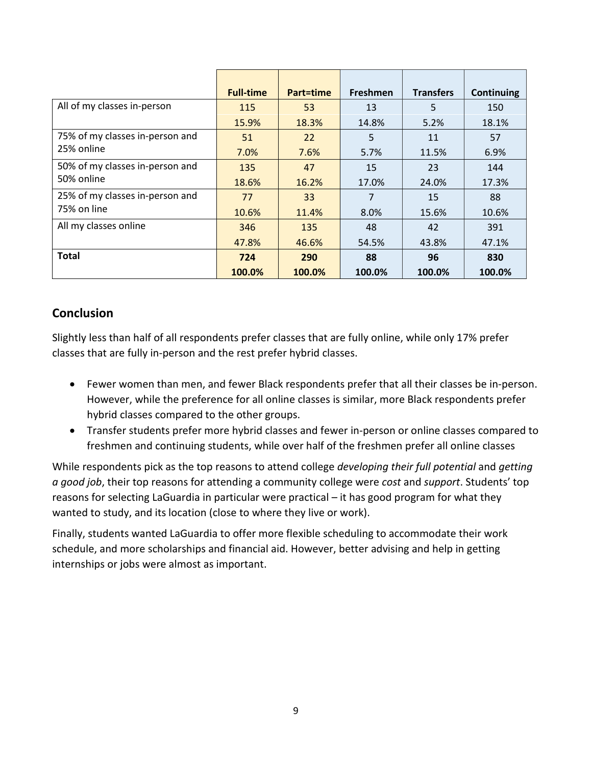| | Full-time | Part=time | Freshmen | Transfers | Continuing |
|---|---|---|---|---|---|
| All of my classes in-person | 115 | 53 | 13 | 5 | 150 |
| | 15.9% | 18.3% | 14.8% | 5.2% | 18.1% |
| 75% of my classes in-person and 25% online | 51 | 22 | 5 | 11 | 57 |
| | 7.0% | 7.6% | 5.7% | 11.5% | 6.9% |
| 50% of my classes in-person and 50% online | 135 | 47 | 15 | 23 | 144 |
| | 18.6% | 16.2% | 17.0% | 24.0% | 17.3% |
| 25% of my classes in-person and 75% on line | 77 | 33 | 7 | 15 | 88 |
| | 10.6% | 11.4% | 8.0% | 15.6% | 10.6% |
| All my classes online | 346 | 135 | 48 | 42 | 391 |
| | 47.8% | 46.6% | 54.5% | 43.8% | 47.1% |
| **Total** | **724** | **290** | **88** | **96** | **830** |
| | **100.0%** | **100.0%** | **100.0%** | **100.0%** | **100.0%** |

## Conclusion

Slightly less than half of all respondents prefer classes that are fully online, while only 17% prefer classes that are fully in-person and the rest prefer hybrid classes.

- Fewer women than men, and fewer Black respondents prefer that all their classes be in-person. However, while the preference for all online classes is similar, more Black respondents prefer hybrid classes compared to the other groups.
- Transfer students prefer more hybrid classes and fewer in-person or online classes compared to freshmen and continuing students, while over half of the freshmen prefer all online classes

While respondents pick as the top reasons to attend college *developing their full potential* and *getting a good job*, their top reasons for attending a community college were *cost* and *support*. Students' top reasons for selecting LaGuardia in particular were practical – it has good program for what they wanted to study, and its location (close to where they live or work).

Finally, students wanted LaGuardia to offer more flexible scheduling to accommodate their work schedule, and more scholarships and financial aid. However, better advising and help in getting internships or jobs were almost as important.